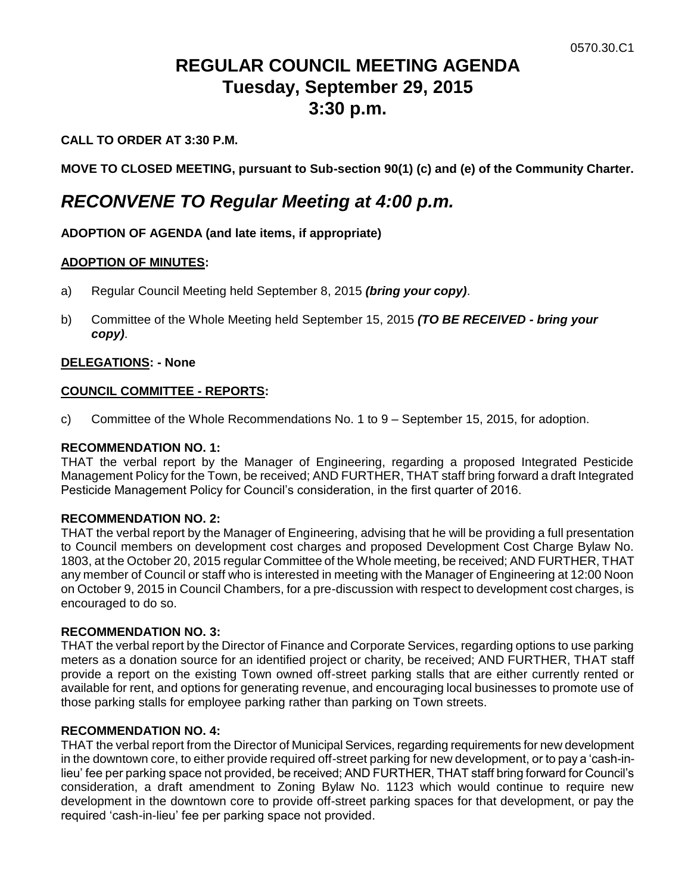0570.30.C1

# REGULAR COUNCIL MEETING AGENDA
# Tuesday, September 29, 2015
# 3:30 p.m.

**CALL TO ORDER AT 3:30 P.M.**

**MOVE TO CLOSED MEETING, pursuant to Sub-section 90(1) (c) and (e) of the Community Charter.**

## *RECONVENE TO Regular Meeting at 4:00 p.m.*

**ADOPTION OF AGENDA (and late items, if appropriate)**

**ADOPTION OF MINUTES:**

a) Regular Council Meeting held September 8, 2015 ***(bring your copy)***.

b) Committee of the Whole Meeting held September 15, 2015 ***(TO BE RECEIVED - bring your copy)***.

**DELEGATIONS: - None**

**COUNCIL COMMITTEE - REPORTS:**

c) Committee of the Whole Recommendations No. 1 to 9 – September 15, 2015, for adoption.

**RECOMMENDATION NO. 1:**
THAT the verbal report by the Manager of Engineering, regarding a proposed Integrated Pesticide Management Policy for the Town, be received; AND FURTHER, THAT staff bring forward a draft Integrated Pesticide Management Policy for Council's consideration, in the first quarter of 2016.

**RECOMMENDATION NO. 2:**
THAT the verbal report by the Manager of Engineering, advising that he will be providing a full presentation to Council members on development cost charges and proposed Development Cost Charge Bylaw No. 1803, at the October 20, 2015 regular Committee of the Whole meeting, be received; AND FURTHER, THAT any member of Council or staff who is interested in meeting with the Manager of Engineering at 12:00 Noon on October 9, 2015 in Council Chambers, for a pre-discussion with respect to development cost charges, is encouraged to do so.

**RECOMMENDATION NO. 3:**
THAT the verbal report by the Director of Finance and Corporate Services, regarding options to use parking meters as a donation source for an identified project or charity, be received; AND FURTHER, THAT staff provide a report on the existing Town owned off-street parking stalls that are either currently rented or available for rent, and options for generating revenue, and encouraging local businesses to promote use of those parking stalls for employee parking rather than parking on Town streets.

**RECOMMENDATION NO. 4:**
THAT the verbal report from the Director of Municipal Services, regarding requirements for new development in the downtown core, to either provide required off-street parking for new development, or to pay a 'cash-in-lieu' fee per parking space not provided, be received; AND FURTHER, THAT staff bring forward for Council's consideration, a draft amendment to Zoning Bylaw No. 1123 which would continue to require new development in the downtown core to provide off-street parking spaces for that development, or pay the required 'cash-in-lieu' fee per parking space not provided.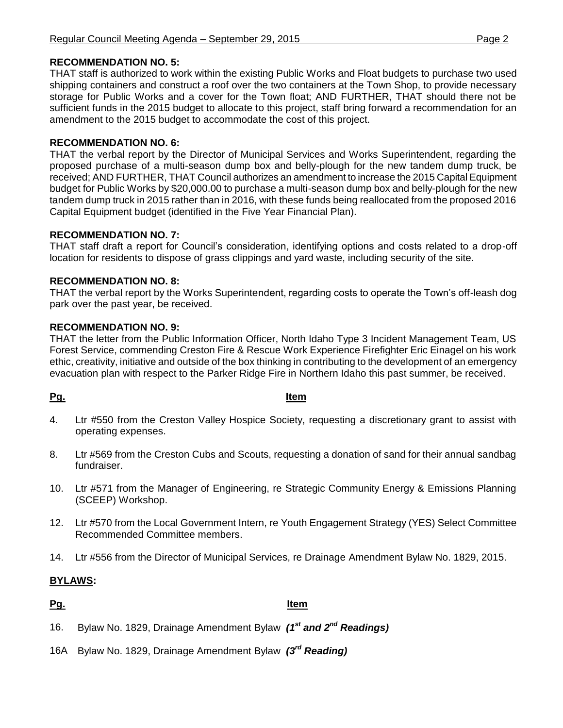**RECOMMENDATION NO. 5:**
THAT staff is authorized to work within the existing Public Works and Float budgets to purchase two used shipping containers and construct a roof over the two containers at the Town Shop, to provide necessary storage for Public Works and a cover for the Town float; AND FURTHER, THAT should there not be sufficient funds in the 2015 budget to allocate to this project, staff bring forward a recommendation for an amendment to the 2015 budget to accommodate the cost of this project.

**RECOMMENDATION NO. 6:**
THAT the verbal report by the Director of Municipal Services and Works Superintendent, regarding the proposed purchase of a multi-season dump box and belly-plough for the new tandem dump truck, be received; AND FURTHER, THAT Council authorizes an amendment to increase the 2015 Capital Equipment budget for Public Works by $20,000.00 to purchase a multi-season dump box and belly-plough for the new tandem dump truck in 2015 rather than in 2016, with these funds being reallocated from the proposed 2016 Capital Equipment budget (identified in the Five Year Financial Plan).

**RECOMMENDATION NO. 7:**
THAT staff draft a report for Council's consideration, identifying options and costs related to a drop-off location for residents to dispose of grass clippings and yard waste, including security of the site.

**RECOMMENDATION NO. 8:**
THAT the verbal report by the Works Superintendent, regarding costs to operate the Town's off-leash dog park over the past year, be received.

**RECOMMENDATION NO. 9:**
THAT the letter from the Public Information Officer, North Idaho Type 3 Incident Management Team, US Forest Service, commending Creston Fire & Rescue Work Experience Firefighter Eric Einagel on his work ethic, creativity, initiative and outside of the box thinking in contributing to the development of an emergency evacuation plan with respect to the Parker Ridge Fire in Northern Idaho this past summer, be received.

| Pg. | Item |
|---|---|
| 4. | Ltr #550 from the Creston Valley Hospice Society, requesting a discretionary grant to assist with operating expenses. |
| 8. | Ltr #569 from the Creston Cubs and Scouts, requesting a donation of sand for their annual sandbag fundraiser. |
| 10. | Ltr #571 from the Manager of Engineering, re Strategic Community Energy & Emissions Planning (SCEEP) Workshop. |
| 12. | Ltr #570 from the Local Government Intern, re Youth Engagement Strategy (YES) Select Committee Recommended Committee members. |
| 14. | Ltr #556 from the Director of Municipal Services, re Drainage Amendment Bylaw No. 1829, 2015. |

**BYLAWS:**

| Pg. | Item |
|---|---|
| 16. | Bylaw No. 1829, Drainage Amendment Bylaw ***(1st and 2nd Readings)*** |
| 16A | Bylaw No. 1829, Drainage Amendment Bylaw ***(3rd Reading)*** |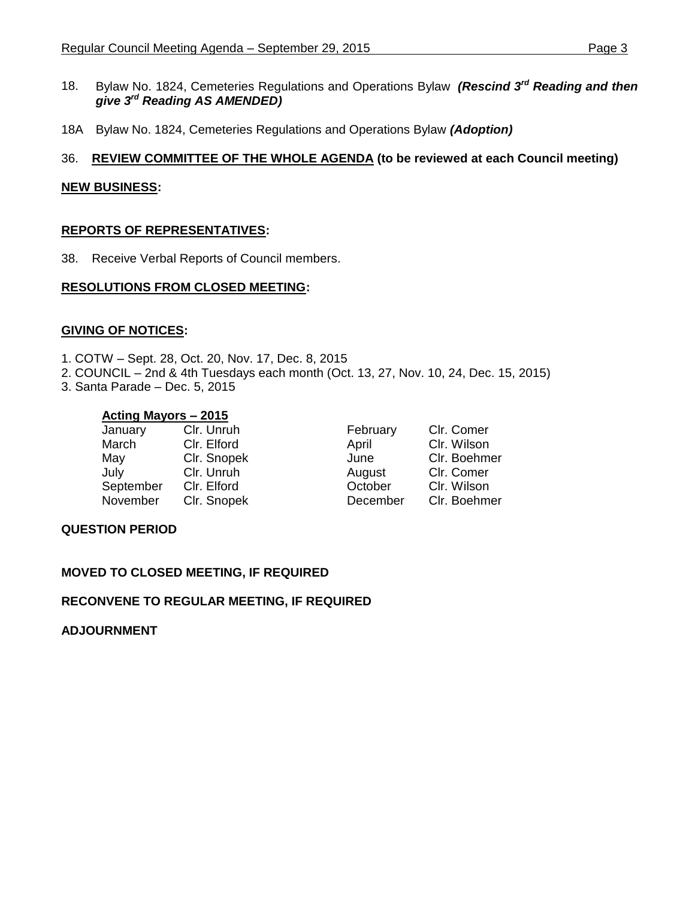18. Bylaw No. 1824, Cemeteries Regulations and Operations Bylaw ***(Rescind 3rd Reading and then give 3rd Reading AS AMENDED)***

18A Bylaw No. 1824, Cemeteries Regulations and Operations Bylaw ***(Adoption)***

36. **REVIEW COMMITTEE OF THE WHOLE AGENDA (to be reviewed at each Council meeting)**

**NEW BUSINESS:**

**REPORTS OF REPRESENTATIVES:**

38. Receive Verbal Reports of Council members.

**RESOLUTIONS FROM CLOSED MEETING:**

**GIVING OF NOTICES:**

1. COTW – Sept. 28, Oct. 20, Nov. 17, Dec. 8, 2015
2. COUNCIL – 2nd & 4th Tuesdays each month (Oct. 13, 27, Nov. 10, 24, Dec. 15, 2015)
3. Santa Parade – Dec. 5, 2015

**Acting Mayors – 2015**

| | | | |
|---|---|---|---|
| January | Clr. Unruh | February | Clr. Comer |
| March | Clr. Elford | April | Clr. Wilson |
| May | Clr. Snopek | June | Clr. Boehmer |
| July | Clr. Unruh | August | Clr. Comer |
| September | Clr. Elford | October | Clr. Wilson |
| November | Clr. Snopek | December | Clr. Boehmer |

**QUESTION PERIOD**

**MOVED TO CLOSED MEETING, IF REQUIRED**

**RECONVENE TO REGULAR MEETING, IF REQUIRED**

**ADJOURNMENT**